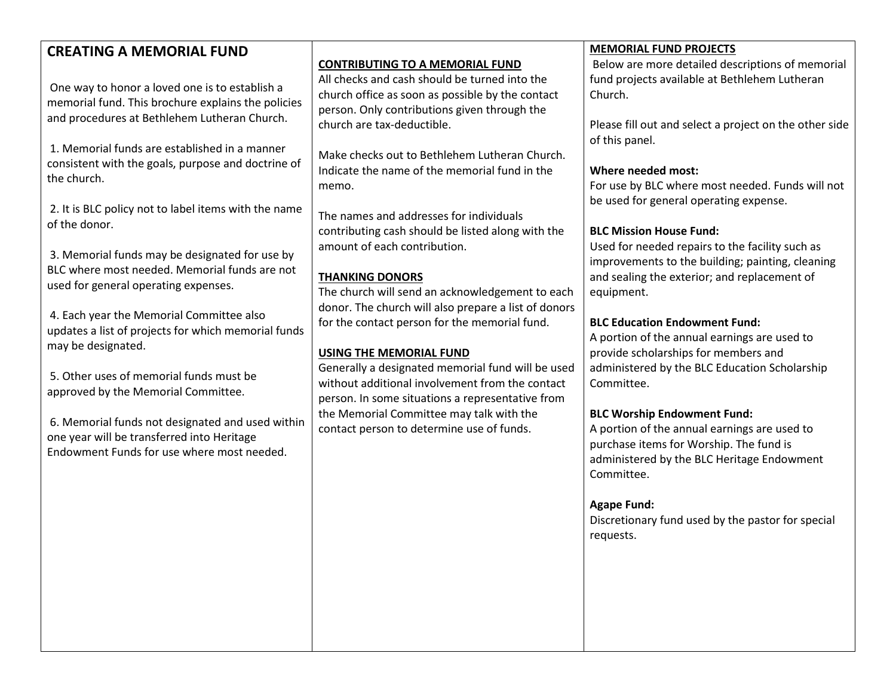# CREATING A MEMORIAL FUND

One way to honor a loved one is to establish a memorial fund. This brochure explains the policies and procedures at Bethlehem Lutheran Church.

1. Memorial funds are established in a manner consistent with the goals, purpose and doctrine of the church.

2. It is BLC policy not to label items with the name of the donor.

3. Memorial funds may be designated for use by BLC where most needed. Memorial funds are not used for general operating expenses.

4. Each year the Memorial Committee also updates a list of projects for which memorial funds may be designated.

5. Other uses of memorial funds must be approved by the Memorial Committee.

6. Memorial funds not designated and used within one year will be transferred into Heritage Endowment Funds for use where most needed.

## CONTRIBUTING TO A MEMORIAL FUND

All checks and cash should be turned into the church office as soon as possible by the contact person. Only contributions given through the church are tax-deductible.

Make checks out to Bethlehem Lutheran Church. Indicate the name of the memorial fund in the memo.

The names and addresses for individuals contributing cash should be listed along with the amount of each contribution.

## THANKING DONORS

The church will send an acknowledgement to each donor. The church will also prepare a list of donors for the contact person for the memorial fund.

## USING THE MEMORIAL FUND

Generally a designated memorial fund will be used without additional involvement from the contact person. In some situations a representative from the Memorial Committee may talk with the contact person to determine use of funds.

## MEMORIAL FUND PROJECTS

Below are more detailed descriptions of memorial fund projects available at Bethlehem Lutheran Church.

Please fill out and select a project on the other side of this panel.

**Where needed most:**
For use by BLC where most needed. Funds will not be used for general operating expense.

**BLC Mission House Fund:**
Used for needed repairs to the facility such as improvements to the building; painting, cleaning and sealing the exterior; and replacement of equipment.

**BLC Education Endowment Fund:**
A portion of the annual earnings are used to provide scholarships for members and administered by the BLC Education Scholarship Committee.

**BLC Worship Endowment Fund:**
A portion of the annual earnings are used to purchase items for Worship. The fund is administered by the BLC Heritage Endowment Committee.

**Agape Fund:**
Discretionary fund used by the pastor for special requests.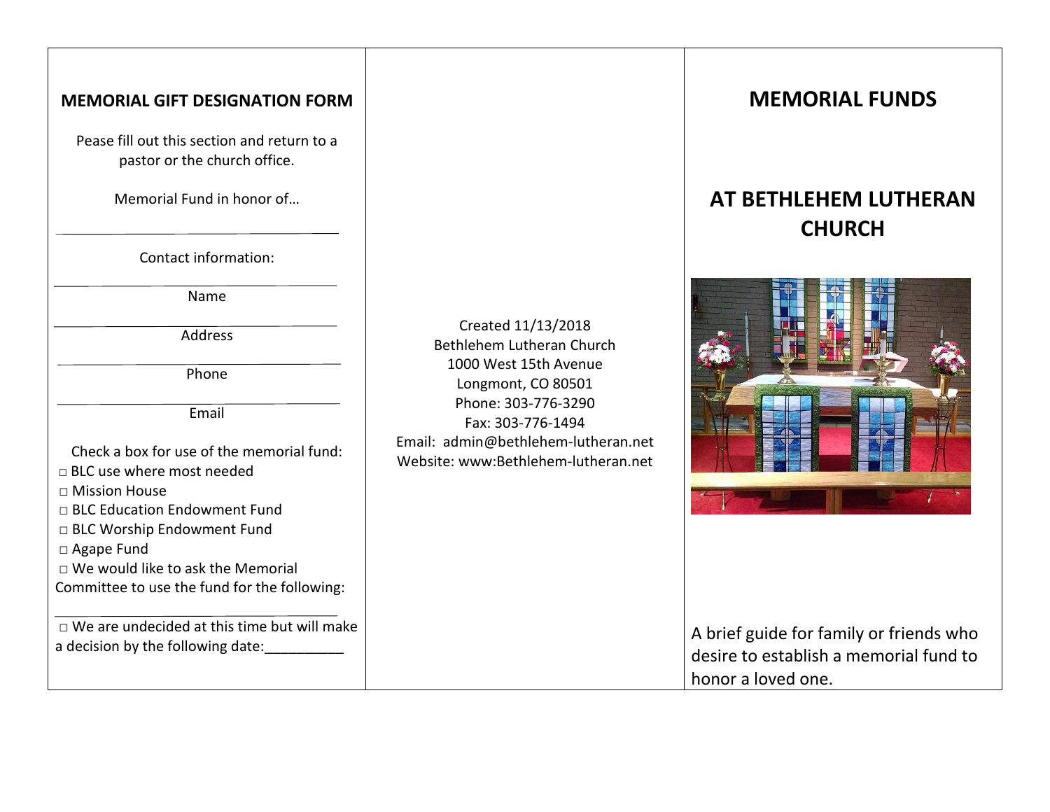## MEMORIAL GIFT DESIGNATION FORM

Pease fill out this section and return to a pastor or the church office.

Memorial Fund in honor of…

\_\_\_\_\_\_\_\_\_\_\_\_\_\_\_\_\_\_\_\_\_\_\_\_\_\_\_\_\_\_\_\_\_\_\_\_\_\_\_\_

Contact information:

\_\_\_\_\_\_\_\_\_\_\_\_\_\_\_\_\_\_\_\_\_\_\_\_\_\_\_\_\_\_\_\_\_\_\_\_\_\_\_\_

Name

\_\_\_\_\_\_\_\_\_\_\_\_\_\_\_\_\_\_\_\_\_\_\_\_\_\_\_\_\_\_\_\_\_\_\_\_\_\_\_\_

Address

\_\_\_\_\_\_\_\_\_\_\_\_\_\_\_\_\_\_\_\_\_\_\_\_\_\_\_\_\_\_\_\_\_\_\_\_\_\_\_\_

Phone

\_\_\_\_\_\_\_\_\_\_\_\_\_\_\_\_\_\_\_\_\_\_\_\_\_\_\_\_\_\_\_\_\_\_\_\_\_\_\_\_

Email

Check a box for use of the memorial fund:

□ BLC use where most needed
□ Mission House
□ BLC Education Endowment Fund
□ BLC Worship Endowment Fund
□ Agape Fund
□ We would like to ask the Memorial Committee to use the fund for the following:

\_\_\_\_\_\_\_\_\_\_\_\_\_\_\_\_\_\_\_\_\_\_\_\_\_\_\_\_\_\_\_\_\_\_\_\_\_\_\_\_

□ We are undecided at this time but will make a decision by the following date:\_\_\_\_\_\_\_\_\_\_

Created 11/13/2018
Bethlehem Lutheran Church
1000 West 15th Avenue
Longmont, CO 80501
Phone: 303-776-3290
Fax: 303-776-1494
Email: admin@bethlehem-lutheran.net
Website: www:Bethlehem-lutheran.net

# MEMORIAL FUNDS

# AT BETHLEHEM LUTHERAN CHURCH

A brief guide for family or friends who desire to establish a memorial fund to honor a loved one.